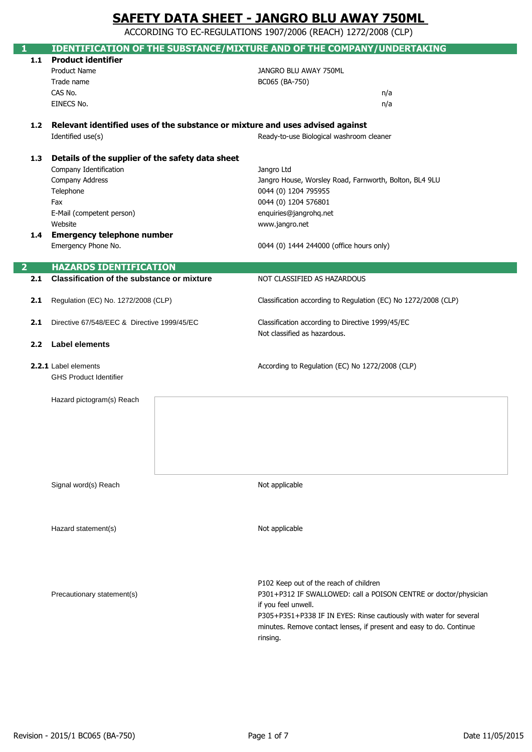# SAFETY DATA SHEET - JANGRO BLU AWAY 750ML

ACCORDING TO EC-REGULATIONS 1907/2006 (REACH) 1272/2008 (CLP)

## 1 IDENTIFICATION OF THE SUBSTANCE/MIXTURE AND OF THE COMPANY/UNDERTAKING

### 1.1 Product identifier

| | |
|---|---|
| Product Name | JANGRO BLU AWAY 750ML |
| Trade name | BC065 (BA-750) |
| CAS No. | n/a |
| EINECS No. | n/a |

### 1.2 Relevant identified uses of the substance or mixture and uses advised against

| | |
|---|---|
| Identified use(s) | Ready-to-use Biological washroom cleaner |

### 1.3 Details of the supplier of the safety data sheet

| | |
|---|---|
| Company Identification | Jangro Ltd |
| Company Address | Jangro House, Worsley Road, Farnworth, Bolton, BL4 9LU |
| Telephone | 0044 (0) 1204 795955 |
| Fax | 0044 (0) 1204 576801 |
| E-Mail (competent person) | enquiries@jangrohq.net |
| Website | www.jangro.net |

### 1.4 Emergency telephone number

| | |
|---|---|
| Emergency Phone No. | 0044 (0) 1444 244000 (office hours only) |

## 2 HAZARDS IDENTIFICATION

**2.1 Classification of the substance or mixture** — NOT CLASSIFIED AS HAZARDOUS

**2.1** Regulation (EC) No. 1272/2008 (CLP) — Classification according to Regulation (EC) No 1272/2008 (CLP)

**2.1** Directive 67/548/EEC & Directive 1999/45/EC — Classification according to Directive 1999/45/EC
Not classified as hazardous.

### 2.2 Label elements

**2.2.1** Label elements — According to Regulation (EC) No 1272/2008 (CLP)

GHS Product Identifier

Hazard pictogram(s) Reach

Signal word(s) Reach — Not applicable

Hazard statement(s) — Not applicable

Precautionary statement(s) —
P102 Keep out of the reach of children
P301+P312 IF SWALLOWED: call a POISON CENTRE or doctor/physician if you feel unwell.
P305+P351+P338 IF IN EYES: Rinse cautiously with water for several minutes. Remove contact lenses, if present and easy to do. Continue rinsing.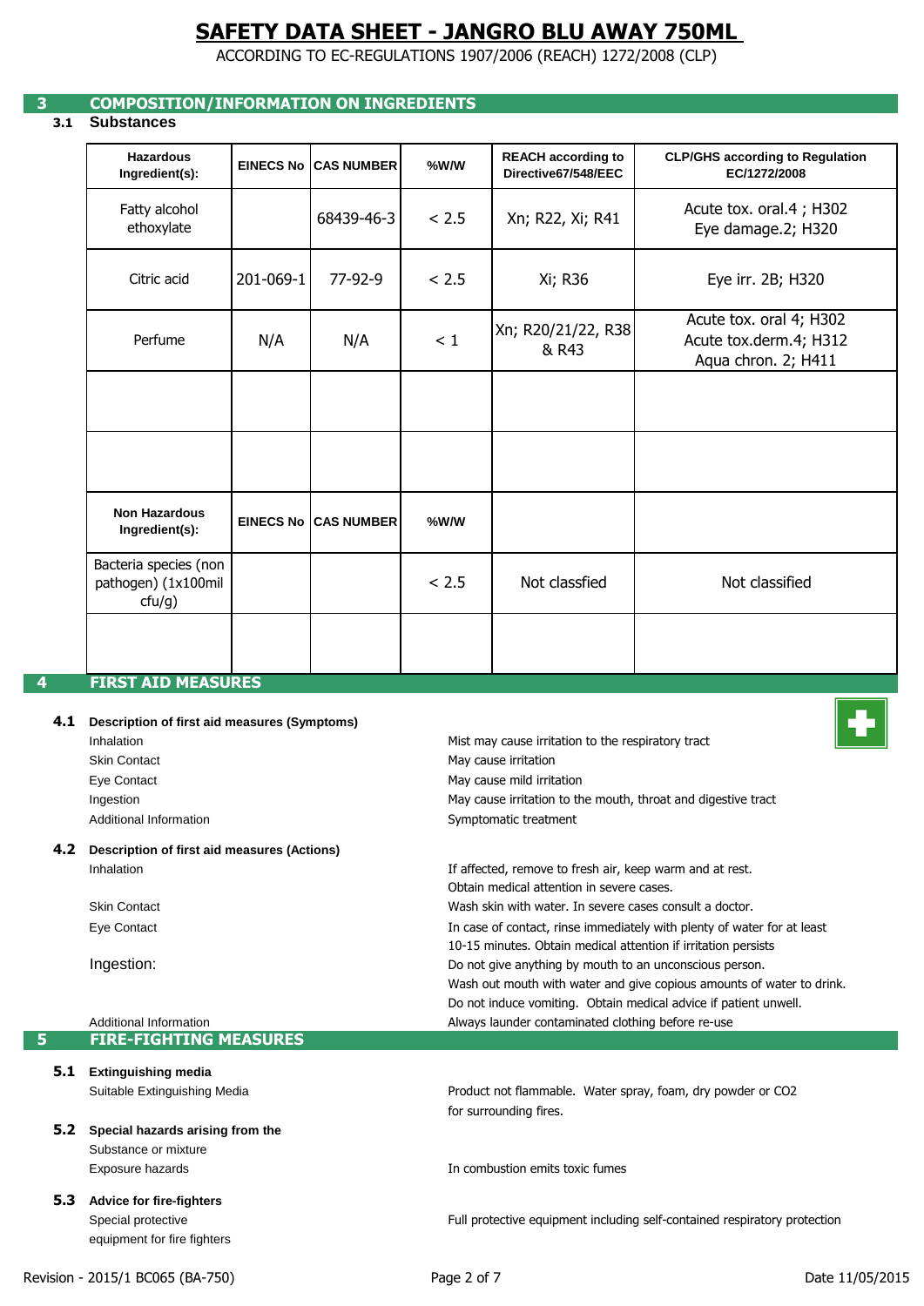# SAFETY DATA SHEET - JANGRO BLU AWAY 750ML

ACCORDING TO EC-REGULATIONS 1907/2006 (REACH) 1272/2008 (CLP)

## 3 COMPOSITION/INFORMATION ON INGREDIENTS

### 3.1 Substances

| Hazardous Ingredient(s): | EINECS No | CAS NUMBER | %W/W | REACH according to Directive67/548/EEC | CLP/GHS according to Regulation EC/1272/2008 |
|---|---|---|---|---|---|
| Fatty alcohol ethoxylate | | 68439-46-3 | < 2.5 | Xn; R22, Xi; R41 | Acute tox. oral.4 ; H302 Eye damage.2; H320 |
| Citric acid | 201-069-1 | 77-92-9 | < 2.5 | Xi; R36 | Eye irr. 2B; H320 |
| Perfume | N/A | N/A | < 1 | Xn; R20/21/22, R38 & R43 | Acute tox. oral 4; H302 Acute tox.derm.4; H312 Aqua chron. 2; H411 |
| | | | | | |
| | | | | | |
| **Non Hazardous Ingredient(s):** | **EINECS No** | **CAS NUMBER** | **%W/W** | | |
| Bacteria species (non pathogen) (1x100mil cfu/g) | | | < 2.5 | Not classfied | Not classified |
| | | | | | |

## 4 FIRST AID MEASURES

### 4.1 Description of first aid measures (Symptoms)

| | |
|---|---|
| Inhalation | Mist may cause irritation to the respiratory tract |
| Skin Contact | May cause irritation |
| Eye Contact | May cause mild irritation |
| Ingestion | May cause irritation to the mouth, throat and digestive tract |
| Additional Information | Symptomatic treatment |

### 4.2 Description of first aid measures (Actions)

| | |
|---|---|
| Inhalation | If affected, remove to fresh air, keep warm and at rest. Obtain medical attention in severe cases. |
| Skin Contact | Wash skin with water. In severe cases consult a doctor. |
| Eye Contact | In case of contact, rinse immediately with plenty of water for at least 10-15 minutes. Obtain medical attention if irritation persists |
| Ingestion: | Do not give anything by mouth to an unconscious person. Wash out mouth with water and give copious amounts of water to drink. Do not induce vomiting. Obtain medical advice if patient unwell. |
| Additional Information | Always launder contaminated clothing before re-use |

## 5 FIRE-FIGHTING MEASURES

### 5.1 Extinguishing media

| | |
|---|---|
| Suitable Extinguishing Media | Product not flammable. Water spray, foam, dry powder or $CO_2$ for surrounding fires. |

### 5.2 Special hazards arising from the Substance or mixture

| | |
|---|---|
| Exposure hazards | In combustion emits toxic fumes |

### 5.3 Advice for fire-fighters

| | |
|---|---|
| Special protective equipment for fire fighters | Full protective equipment including self-contained respiratory protection |

Revision - 2015/1 BC065 (BA-750) Date 11/05/2015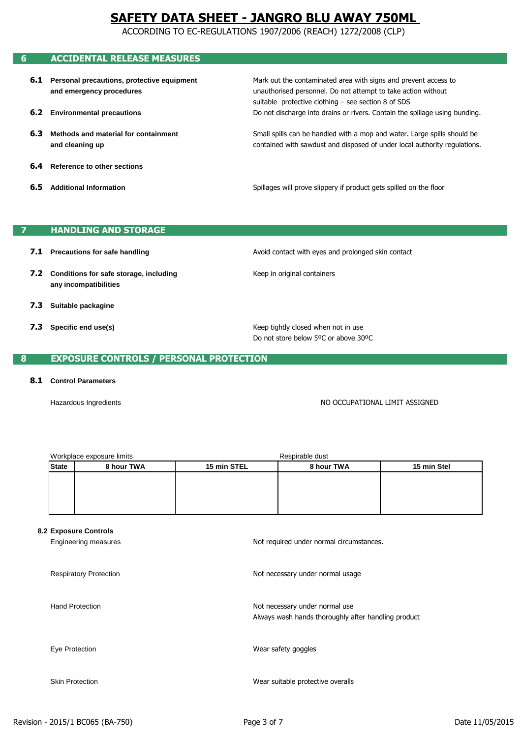# SAFETY DATA SHEET - JANGRO BLU AWAY 750ML

ACCORDING TO EC-REGULATIONS 1907/2006 (REACH) 1272/2008 (CLP)

## 6 ACCIDENTAL RELEASE MEASURES

| | |
|---|---|
| **6.1 Personal precautions, protective equipment and emergency procedures** | Mark out the contaminated area with signs and prevent access to unauthorised personnel. Do not attempt to take action without suitable protective clothing – see section 8 of SDS |
| **6.2 Environmental precautions** | Do not discharge into drains or rivers. Contain the spillage using bunding. |
| **6.3 Methods and material for containment and cleaning up** | Small spills can be handled with a mop and water. Large spills should be contained with sawdust and disposed of under local authority regulations. |
| **6.4 Reference to other sections** | |
| **6.5 Additional Information** | Spillages will prove slippery if product gets spilled on the floor |

## 7 HANDLING AND STORAGE

| | |
|---|---|
| **7.1 Precautions for safe handling** | Avoid contact with eyes and prolonged skin contact |
| **7.2 Conditions for safe storage, including any incompatibilities** | Keep in original containers |
| **7.3 Suitable packagine** | |
| **7.3 Specific end use(s)** | Keep tightly closed when not in use<br>Do not store below 5ºC or above 30ºC |

## 8 EXPOSURE CONTROLS / PERSONAL PROTECTION

**8.1 Control Parameters**

Hazardous Ingredients — NO OCCUPATIONAL LIMIT ASSIGNED

| Workplace exposure limits | | | Respirable dust | |
|---|---|---|---|---|
| **State** | **8 hour TWA** | **15 min STEL** | **8 hour TWA** | **15 min Stel** |
| | | | | |

**8.2 Exposure Controls**

| | |
|---|---|
| Engineering measures | Not required under normal circumstances. |
| Respiratory Protection | Not necessary under normal usage |
| Hand Protection | Not necessary under normal use<br>Always wash hands thoroughly after handling product |
| Eye Protection | Wear safety goggles |
| Skin Protection | Wear suitable protective overalls |

Revision - 2015/1 BC065 (BA-750) Date 11/05/2015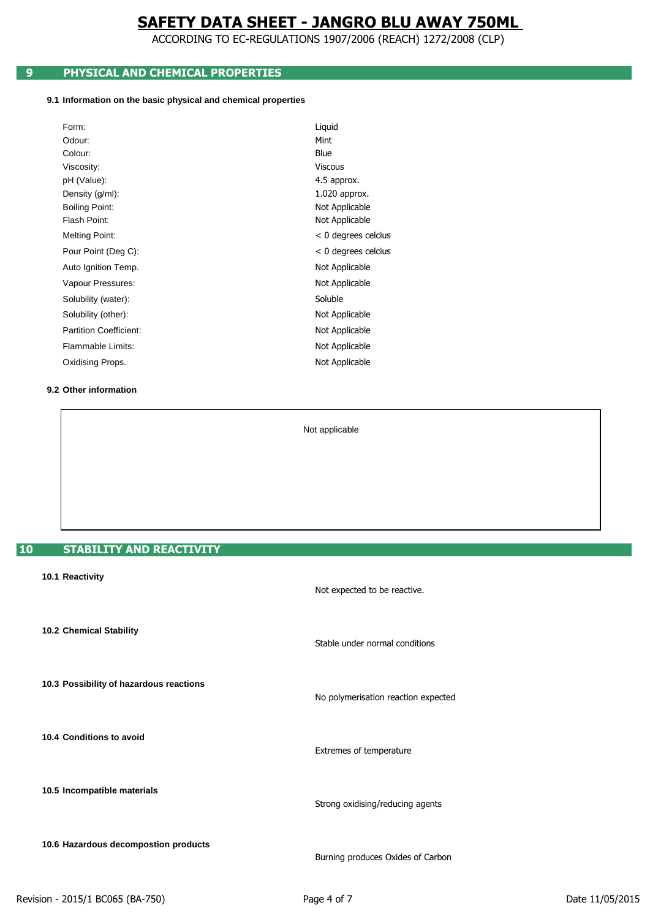# SAFETY DATA SHEET - JANGRO BLU AWAY 750ML

ACCORDING TO EC-REGULATIONS 1907/2006 (REACH) 1272/2008 (CLP)

## 9 PHYSICAL AND CHEMICAL PROPERTIES

### 9.1 Information on the basic physical and chemical properties

| | |
|---|---|
| Form: | Liquid |
| Odour: | Mint |
| Colour: | Blue |
| Viscosity: | Viscous |
| pH (Value): | 4.5 approx. |
| Density (g/ml): | 1.020 approx. |
| Boiling Point: | Not Applicable |
| Flash Point: | Not Applicable |
| Melting Point: | < 0 degrees celcius |
| Pour Point (Deg C): | < 0 degrees celcius |
| Auto Ignition Temp. | Not Applicable |
| Vapour Pressures: | Not Applicable |
| Solubility (water): | Soluble |
| Solubility (other): | Not Applicable |
| Partition Coefficient: | Not Applicable |
| Flammable Limits: | Not Applicable |
| Oxidising Props. | Not Applicable |

### 9.2 Other information

Not applicable

## 10 STABILITY AND REACTIVITY

**10.1 Reactivity**

Not expected to be reactive.

**10.2 Chemical Stability**

Stable under normal conditions

**10.3 Possibility of hazardous reactions**

No polymerisation reaction expected

**10.4 Conditions to avoid**

Extremes of temperature

**10.5 Incompatible materials**

Strong oxidising/reducing agents

**10.6 Hazardous decompostion products**

Burning produces Oxides of Carbon

Revision - 2015/1 BC065 (BA-750) Date 11/05/2015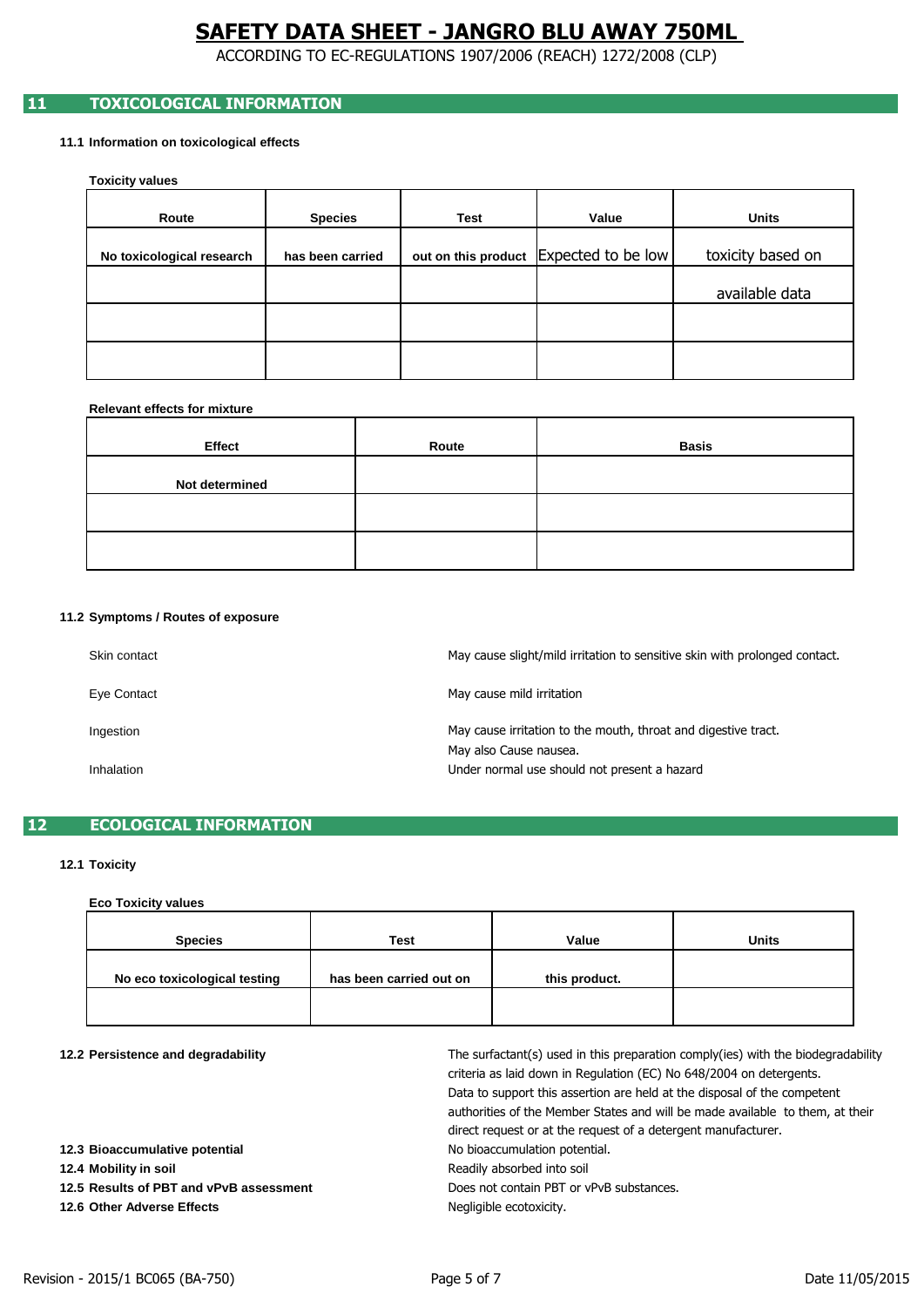# SAFETY DATA SHEET - JANGRO BLU AWAY 750ML

ACCORDING TO EC-REGULATIONS 1907/2006 (REACH) 1272/2008 (CLP)

## 11 TOXICOLOGICAL INFORMATION

### 11.1 Information on toxicological effects

**Toxicity values**

| Route | Species | Test | Value | Units |
|---|---|---|---|---|
| No toxicological research | has been carried | out on this product | Expected to be low | toxicity based on |
| | | | | available data |
| | | | | |
| | | | | |

**Relevant effects for mixture**

| Effect | Route | Basis |
|---|---|---|
| Not determined | | |
| | | |
| | | |

### 11.2 Symptoms / Routes of exposure

| | |
|---|---|
| Skin contact | May cause slight/mild irritation to sensitive skin with prolonged contact. |
| Eye Contact | May cause mild irritation |
| Ingestion | May cause irritation to the mouth, throat and digestive tract. May also Cause nausea. |
| Inhalation | Under normal use should not present a hazard |

## 12 ECOLOGICAL INFORMATION

### 12.1 Toxicity

**Eco Toxicity values**

| Species | Test | Value | Units |
|---|---|---|---|
| No eco toxicological testing | has been carried out on | this product. | |
| | | | |

| | |
|---|---|
| **12.2 Persistence and degradability** | The surfactant(s) used in this preparation comply(ies) with the biodegradability criteria as laid down in Regulation (EC) No 648/2004 on detergents. Data to support this assertion are held at the disposal of the competent authorities of the Member States and will be made available to them, at their direct request or at the request of a detergent manufacturer. |
| **12.3 Bioaccumulative potential** | No bioaccumulation potential. |
| **12.4 Mobility in soil** | Readily absorbed into soil |
| **12.5 Results of PBT and vPvB assessment** | Does not contain PBT or vPvB substances. |
| **12.6 Other Adverse Effects** | Negligible ecotoxicity. |

Revision - 2015/1 BC065 (BA-750) Date 11/05/2015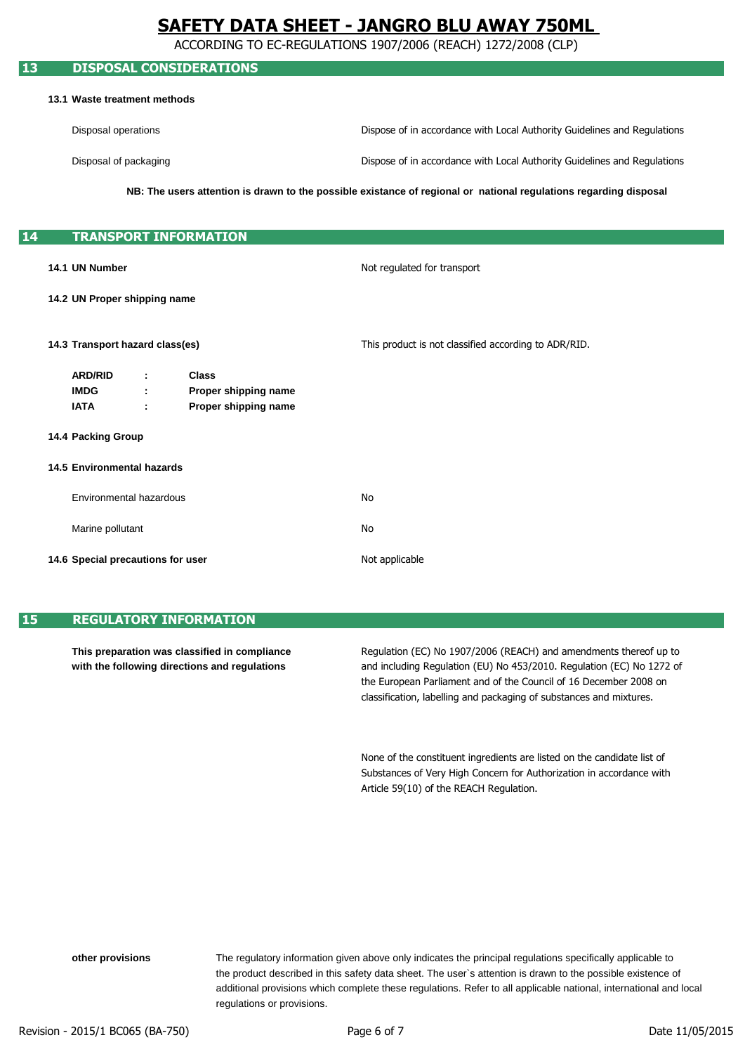## 13 DISPOSAL CONSIDERATIONS

**13.1 Waste treatment methods**

| | |
|---|---|
| Disposal operations | Dispose of in accordance with Local Authority Guidelines and Regulations |
| Disposal of packaging | Dispose of in accordance with Local Authority Guidelines and Regulations |

**NB: The users attention is drawn to the possible existance of regional or national regulations regarding disposal**

## 14 TRANSPORT INFORMATION

| | |
|---|---|
| **14.1 UN Number** | Not regulated for transport |
| **14.2 UN Proper shipping name** | |
| **14.3 Transport hazard class(es)** | This product is not classified according to ADR/RID. |

| | | |
|---|---|---|
| **ARD/RID** | **:** | **Class** |
| **IMDG** | **:** | **Proper shipping name** |
| **IATA** | **:** | **Proper shipping name** |

**14.4 Packing Group**

**14.5 Environmental hazards**

| | |
|---|---|
| Environmental hazardous | No |
| Marine pollutant | No |
| **14.6 Special precautions for user** | Not applicable |

## 15 REGULATORY INFORMATION

**This preparation was classified in compliance with the following directions and regulations**

Regulation (EC) No 1907/2006 (REACH) and amendments thereof up to and including Regulation (EU) No 453/2010. Regulation (EC) No 1272 of the European Parliament and of the Council of 16 December 2008 on classification, labelling and packaging of substances and mixtures.

None of the constituent ingredients are listed on the candidate list of Substances of Very High Concern for Authorization in accordance with Article 59(10) of the REACH Regulation.

**other provisions**

The regulatory information given above only indicates the principal regulations specifically applicable to the product described in this safety data sheet. The user`s attention is drawn to the possible existence of additional provisions which complete these regulations. Refer to all applicable national, international and local regulations or provisions.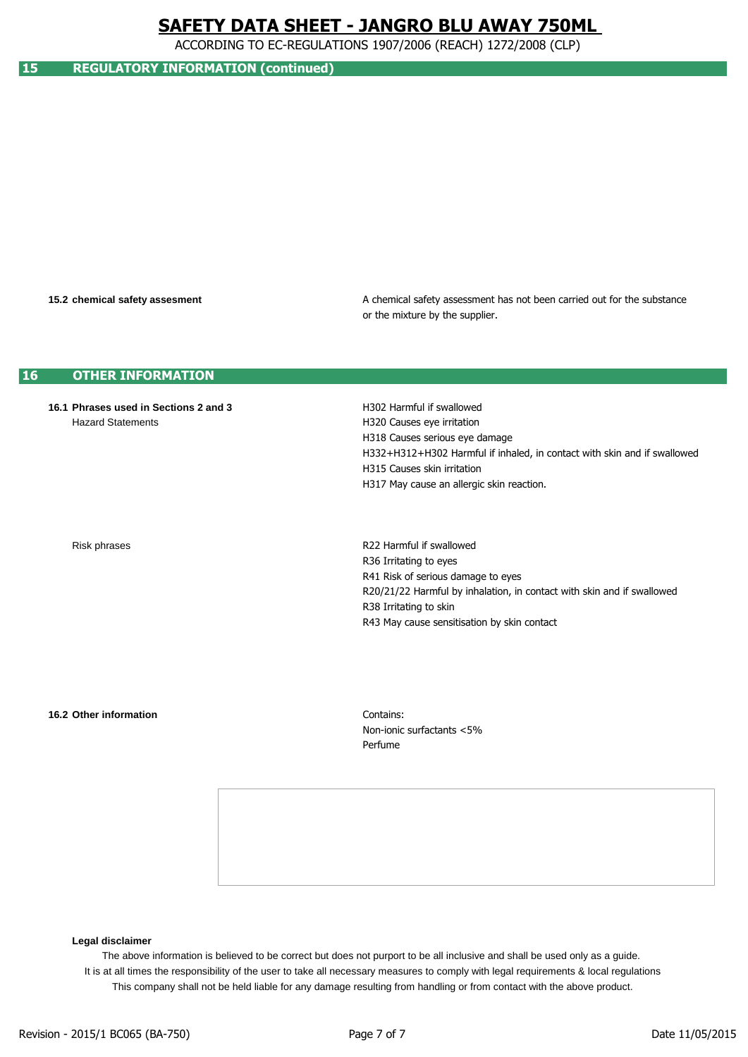## 15 REGULATORY INFORMATION (continued)

**15.2 chemical safety assesment**

A chemical safety assessment has not been carried out for the substance or the mixture by the supplier.

## 16 OTHER INFORMATION

**16.1 Phrases used in Sections 2 and 3**

Hazard Statements

H302 Harmful if swallowed
H320 Causes eye irritation
H318 Causes serious eye damage
H332+H312+H302 Harmful if inhaled, in contact with skin and if swallowed
H315 Causes skin irritation
H317 May cause an allergic skin reaction.

Risk phrases

R22 Harmful if swallowed
R36 Irritating to eyes
R41 Risk of serious damage to eyes
R20/21/22 Harmful by inhalation, in contact with skin and if swallowed
R38 Irritating to skin
R43 May cause sensitisation by skin contact

**16.2 Other information**

Contains:
Non-ionic surfactants <5%
Perfume

**Legal disclaimer**

The above information is believed to be correct but does not purport to be all inclusive and shall be used only as a guide.
It is at all times the responsibility of the user to take all necessary measures to comply with legal requirements & local regulations
This company shall not be held liable for any damage resulting from handling or from contact with the above product.